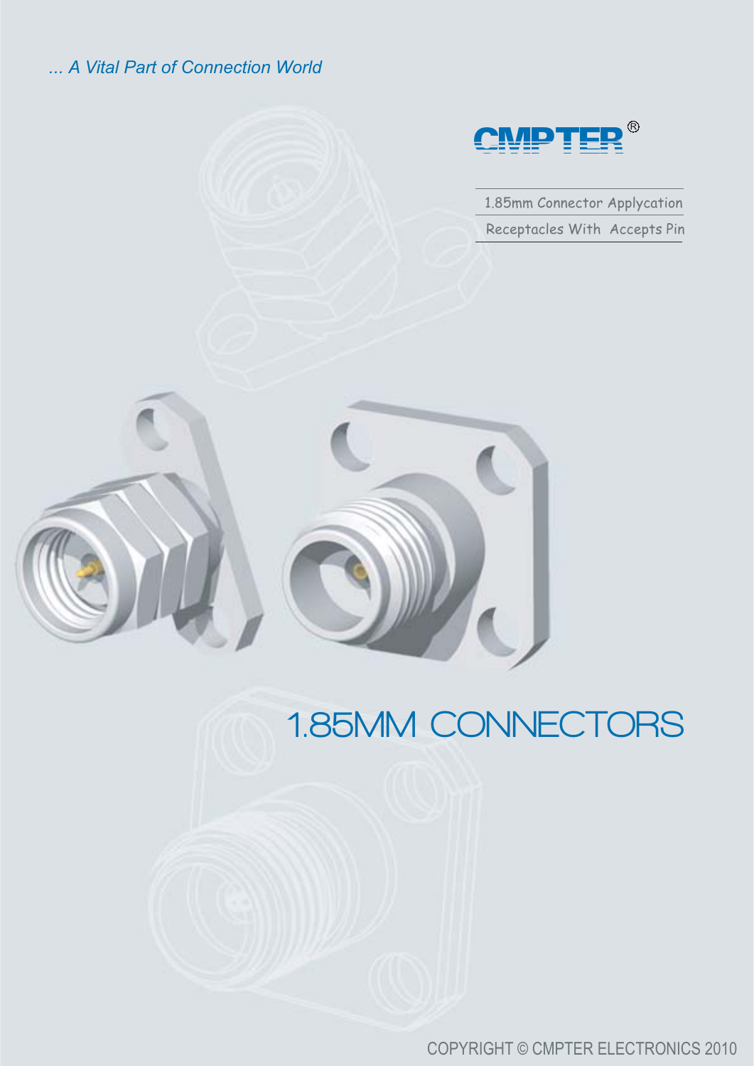*... A Vital Part of Connection World*

CMPTER®

1.85mm Connector Applycation

Receptacles With  Accepts Pin

# 1.85MM CONNECTORS

COPYRIGHT © CMPTER ELECTRONICS 2010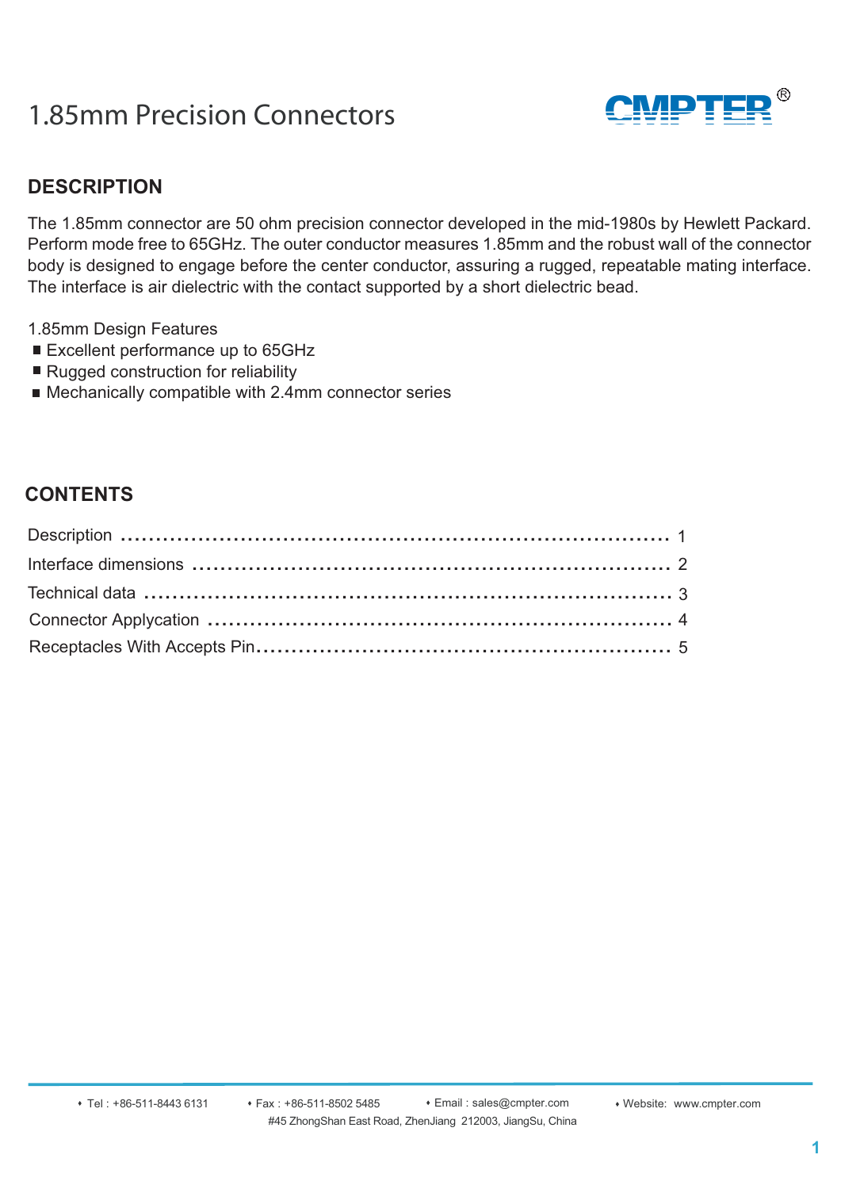# 1.85mm Precision Connectors

CMPTER®

## DESCRIPTION

The 1.85mm connector are 50 ohm precision connector developed in the mid-1980s by Hewlett Packard. Perform mode free to 65GHz. The outer conductor measures 1.85mm and the robust wall of the connector body is designed to engage before the center conductor, assuring a rugged, repeatable mating interface. The interface is air dielectric with the contact supported by a short dielectric bead.

1.85mm Design Features

- Excellent performance up to 65GHz
- Rugged construction for reliability
- Mechanically compatible with 2.4mm connector series

## CONTENTS

| Section | Page |
|---|---|
| Description | 1 |
| Interface dimensions | 2 |
| Technical data | 3 |
| Connector Applycation | 4 |
| Receptacles With Accepts Pin | 5 |

♦ Tel : +86-511-8443 6131 ♦ Fax : +86-511-8502 5485 ♦ Email : sales@cmpter.com ♦ Website: www.cmpter.com

#45 ZhongShan East Road, ZhenJiang 212003, JiangSu, China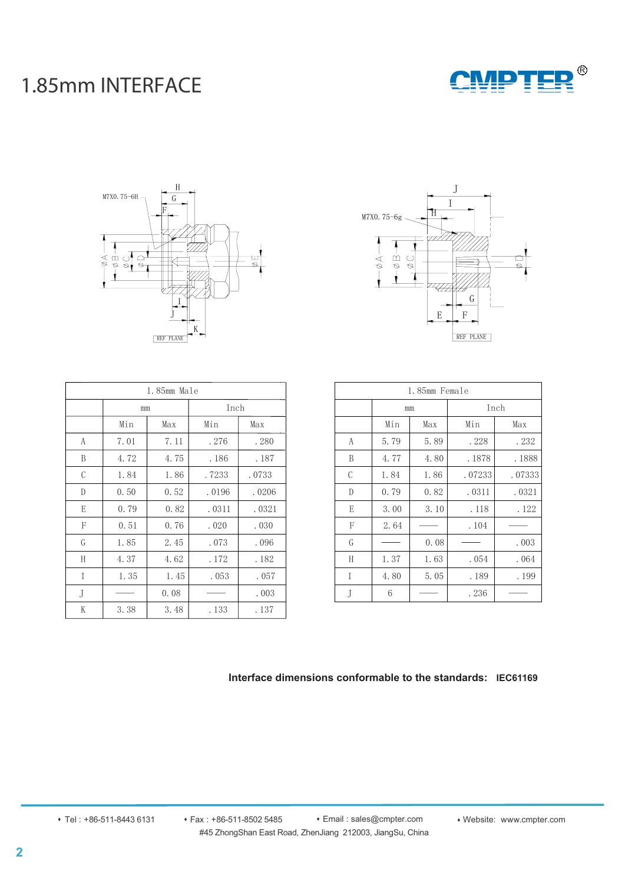# 1.85mm INTERFACE

| 1.85mm Male | | | | |
|---|---|---|---|---|
| | mm | | Inch | |
| | Min | Max | Min | Max |
| A | 7.01 | 7.11 | .276 | .280 |
| B | 4.72 | 4.75 | .186 | .187 |
| C | 1.84 | 1.86 | .7233 | .0733 |
| D | 0.50 | 0.52 | .0196 | .0206 |
| E | 0.79 | 0.82 | .0311 | .0321 |
| F | 0.51 | 0.76 | .020 | .030 |
| G | 1.85 | 2.45 | .073 | .096 |
| H | 4.37 | 4.62 | .172 | .182 |
| I | 1.35 | 1.45 | .053 | .057 |
| J | —— | 0.08 | —— | .003 |
| K | 3.38 | 3.48 | .133 | .137 |

| 1.85mm Female | | | | |
|---|---|---|---|---|
| | mm | | Inch | |
| | Min | Max | Min | Max |
| A | 5.79 | 5.89 | .228 | .232 |
| B | 4.77 | 4.80 | .1878 | .1888 |
| C | 1.84 | 1.86 | .07233 | .07333 |
| D | 0.79 | 0.82 | .0311 | .0321 |
| E | 3.00 | 3.10 | .118 | .122 |
| F | 2.64 | —— | .104 | —— |
| G | —— | 0.08 | —— | .003 |
| H | 1.37 | 1.63 | .054 | .064 |
| I | 4.80 | 5.05 | .189 | .199 |
| J | 6 | —— | .236 | —— |

**Interface dimensions conformable to the standards: IEC61169**

• Tel : +86-511-8443 6131 • Fax : +86-511-8502 5485 • Email : sales@cmpter.com • Website: www.cmpter.com
#45 ZhongShan East Road, ZhenJiang 212003, JiangSu, China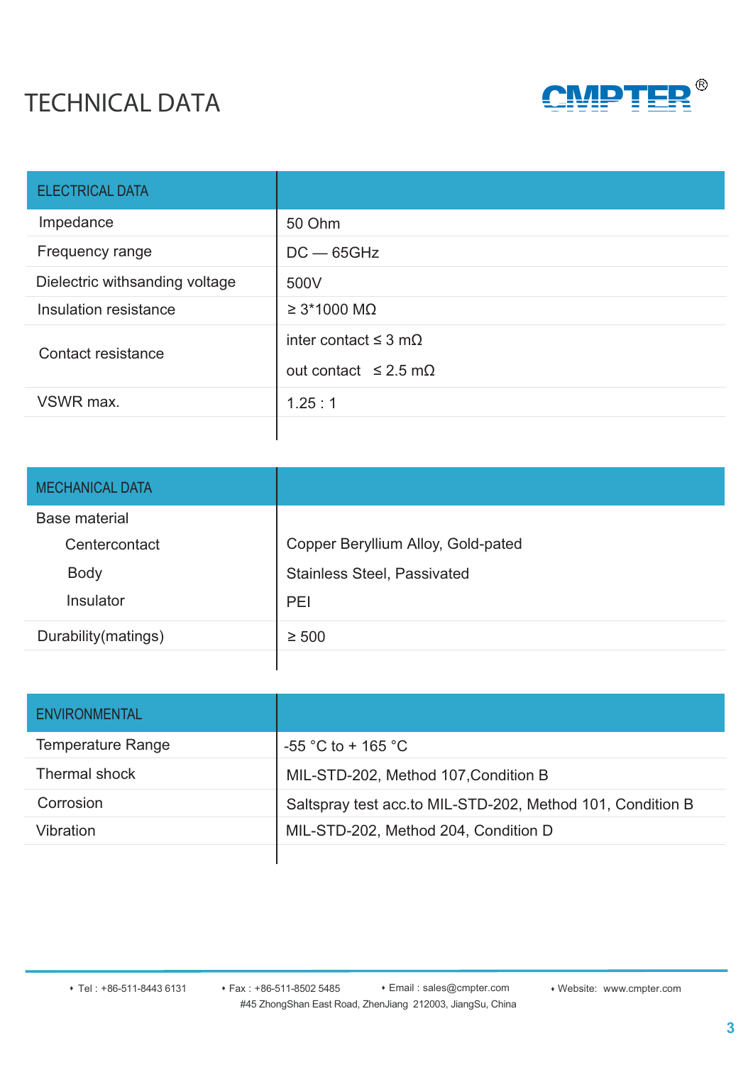# TECHNICAL DATA

CMPTER®

| ELECTRICAL DATA | |
|---|---|
| Impedance | 50 Ohm |
| Frequency range | DC — 65GHz |
| Dielectric withsanding voltage | 500V |
| Insulation resistance | ≥ 3*1000 MΩ |
| Contact resistance | inter contact ≤ 3 mΩ<br>out contact ≤ 2.5 mΩ |
| VSWR max. | 1.25 : 1 |

| MECHANICAL DATA | |
|---|---|
| Base material | |
| Centercontact | Copper Beryllium Alloy, Gold-pated |
| Body | Stainless Steel, Passivated |
| Insulator | PEI |
| Durability(matings) | ≥ 500 |

| ENVIRONMENTAL | |
|---|---|
| Temperature Range | -55 °C to + 165 °C |
| Thermal shock | MIL-STD-202, Method 107,Condition B |
| Corrosion | Saltspray test acc.to MIL-STD-202, Method 101, Condition B |
| Vibration | MIL-STD-202, Method 204, Condition D |

• Tel : +86-511-8443 6131 • Fax : +86-511-8502 5485 • Email : sales@cmpter.com • Website: www.cmpter.com

#45 ZhongShan East Road, ZhenJiang 212003, JiangSu, China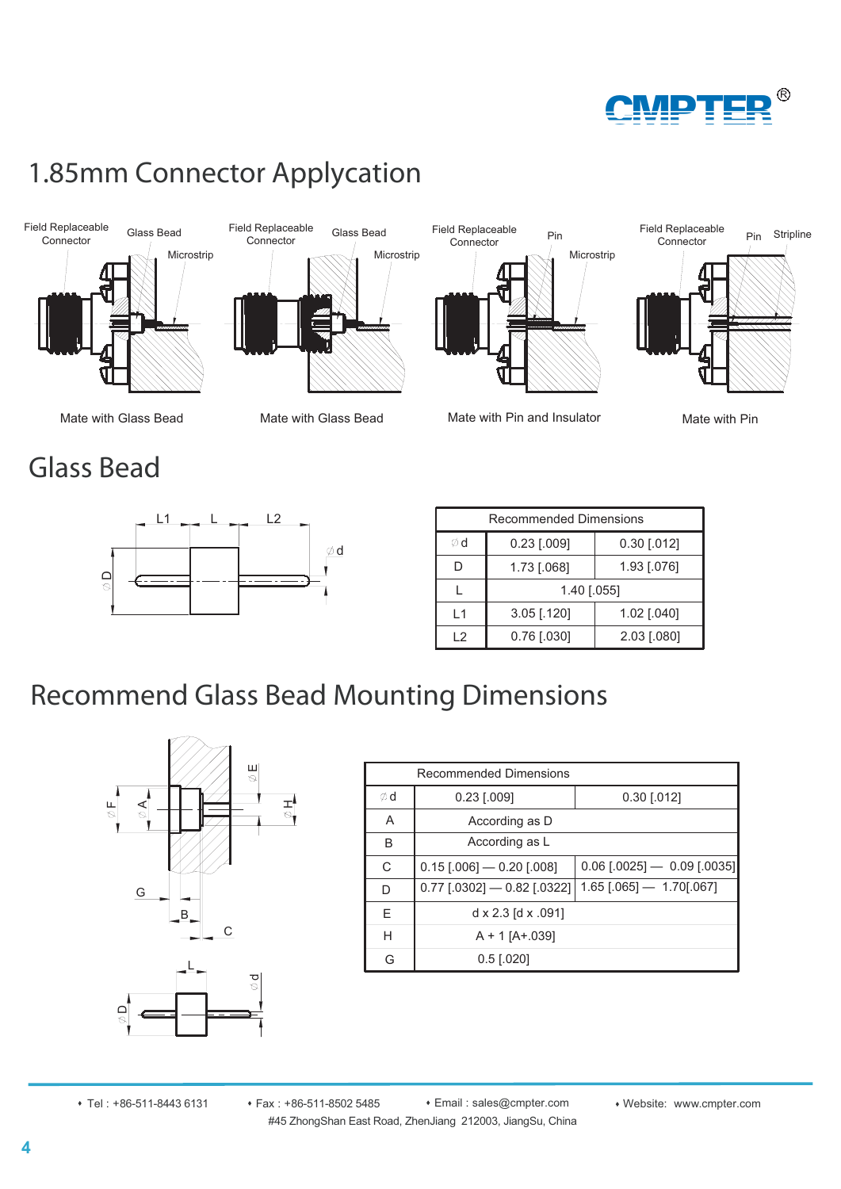# 1.85mm Connector Applycation

Field Replaceable Connector | Glass Bead | Microstrip

Mate with Glass Bead

Field Replaceable Connector | Glass Bead | Microstrip

Mate with Glass Bead

Field Replaceable Connector | Pin | Microstrip

Mate with Pin and Insulator

Field Replaceable Connector | Pin | Stripline

Mate with Pin

## Glass Bead

| Recommended Dimensions | | |
|---|---|---|
| ∅d | 0.23 [.009] | 0.30 [.012] |
| D | 1.73 [.068] | 1.93 [.076] |
| L | 1.40 [.055] | |
| L1 | 3.05 [.120] | 1.02 [.040] |
| L2 | 0.76 [.030] | 2.03 [.080] |

## Recommend Glass Bead Mounting Dimensions

| Recommended Dimensions | | |
|---|---|---|
| ∅d | 0.23 [.009] | 0.30 [.012] |
| A | According as D | |
| B | According as L | |
| C | 0.15 [.006] — 0.20 [.008] | 0.06 [.0025] — 0.09 [.0035] |
| D | 0.77 [.0302] — 0.82 [.0322] | 1.65 [.065] — 1.70[.067] |
| E | d x 2.3 [d x .091] | |
| H | A + 1 [A+.039] | |
| G | 0.5 [.020] | |

• Tel : +86-511-8443 6131 • Fax : +86-511-8502 5485 • Email : sales@cmpter.com • Website: www.cmpter.com
#45 ZhongShan East Road, ZhenJiang 212003, JiangSu, China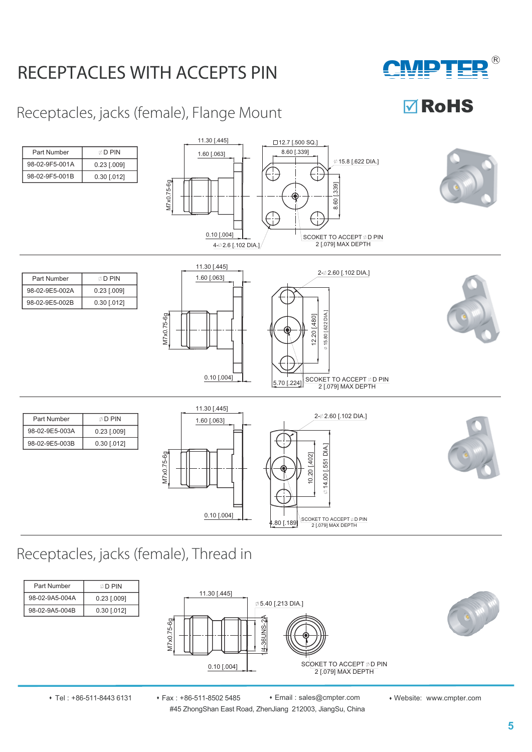# RECEPTACLES WITH ACCEPTS PIN

## Receptacles, jacks (female), Flange Mount

| Part Number | ∅D PIN |
|---|---|
| 98-02-9F5-001A | 0.23 [.009] |
| 98-02-9F5-001B | 0.30 [.012] |

11.30 [.445]
1.60 [.063]
M7x0.75-6g
0.10 [.004]
4-∅2.6 [.102 DIA.]
□12.7 [.500 SQ.]
8.60 [.339]
∅15.8 [.622 DIA.]
8.60 [.339]
SCOKET TO ACCEPT ∅D PIN
2 [.079] MAX DEPTH

| Part Number | ∅D PIN |
|---|---|
| 98-02-9E5-002A | 0.23 [.009] |
| 98-02-9E5-002B | 0.30 [.012] |

11.30 [.445]
1.60 [.063]
M7x0.75-6g
0.10 [.004]
2-∅2.60 [.102 DIA.]
12.20 [.480]
∅15.80 [.622 DIA.]
5.70 [.224]
SCOKET TO ACCEPT ∅D PIN
2 [.079] MAX DEPTH

| Part Number | ∅D PIN |
|---|---|
| 98-02-9E5-003A | 0.23 [.009] |
| 98-02-9E5-003B | 0.30 [.012] |

11.30 [.445]
1.60 [.063]
M7x0.75-6g
0.10 [.004]
2-∅2.60 [.102 DIA.]
10.20 [.402]
∅14.00 [.551 DIA.]
4.80 [.189]
SCOKET TO ACCEPT ∅D PIN
2 [.079] MAX DEPTH

## Receptacles, jacks (female), Thread in

| Part Number | ∅D PIN |
|---|---|
| 98-02-9A5-004A | 0.23 [.009] |
| 98-02-9A5-004B | 0.30 [.012] |

11.30 [.445]
∅5.40 [.213 DIA.]
M7x0.75-6g
1/4-36UNS-2A
0.10 [.004]
SCOKET TO ACCEPT ∅D PIN
2 [.079] MAX DEPTH

- Tel : +86-511-8443 6131
- Fax : +86-511-8502 5485
- Email : sales@cmpter.com
- Website: www.cmpter.com

#45 ZhongShan East Road, ZhenJiang 212003, JiangSu, China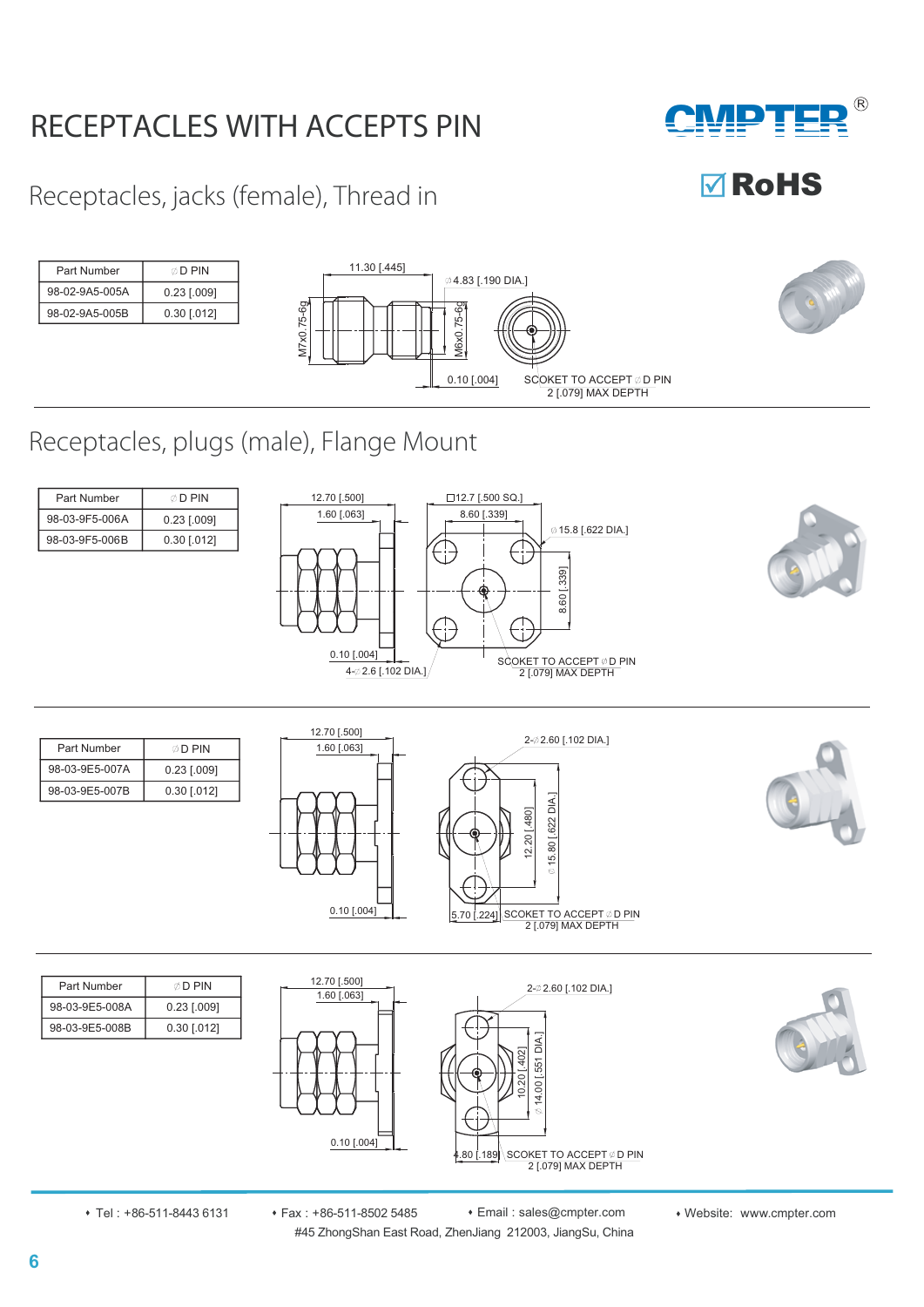# RECEPTACLES WITH ACCEPTS PIN

## Receptacles, jacks (female), Thread in

| Part Number | ∅D PIN |
|---|---|
| 98-02-9A5-005A | 0.23 [.009] |
| 98-02-9A5-005B | 0.30 [.012] |

11.30 [.445]
∅4.83 [.190 DIA.]
M7x0.75-6g
M6x0.75-6g
0.10 [.004]
SCOKET TO ACCEPT ∅D PIN
2 [.079] MAX DEPTH

## Receptacles, plugs (male), Flange Mount

| Part Number | ∅D PIN |
|---|---|
| 98-03-9F5-006A | 0.23 [.009] |
| 98-03-9F5-006B | 0.30 [.012] |

12.70 [.500]
1.60 [.063]
☐12.7 [.500 SQ.]
8.60 [.339]
∅15.8 [.622 DIA.]
8.60 [.339]
0.10 [.004]
4-∅2.6 [.102 DIA.]
SCOKET TO ACCEPT ∅D PIN
2 [.079] MAX DEPTH

| Part Number | ∅D PIN |
|---|---|
| 98-03-9E5-007A | 0.23 [.009] |
| 98-03-9E5-007B | 0.30 [.012] |

12.70 [.500]
1.60 [.063]
2-∅2.60 [.102 DIA.]
12.20 [.480]
∅15.80 [.622 DIA.]
0.10 [.004]
5.70 [.224]
SCOKET TO ACCEPT ∅D PIN
2 [.079] MAX DEPTH

| Part Number | ∅D PIN |
|---|---|
| 98-03-9E5-008A | 0.23 [.009] |
| 98-03-9E5-008B | 0.30 [.012] |

12.70 [.500]
1.60 [.063]
2-∅2.60 [.102 DIA.]
10.20 [.402]
∅14.00 [.551 DIA.]
0.10 [.004]
4.80 [.189]
SCOKET TO ACCEPT ∅D PIN
2 [.079] MAX DEPTH

- Tel : +86-511-8443 6131
- Fax : +86-511-8502 5485
- Email : sales@cmpter.com
- Website: www.cmpter.com

#45 ZhongShan East Road, ZhenJiang 212003, JiangSu, China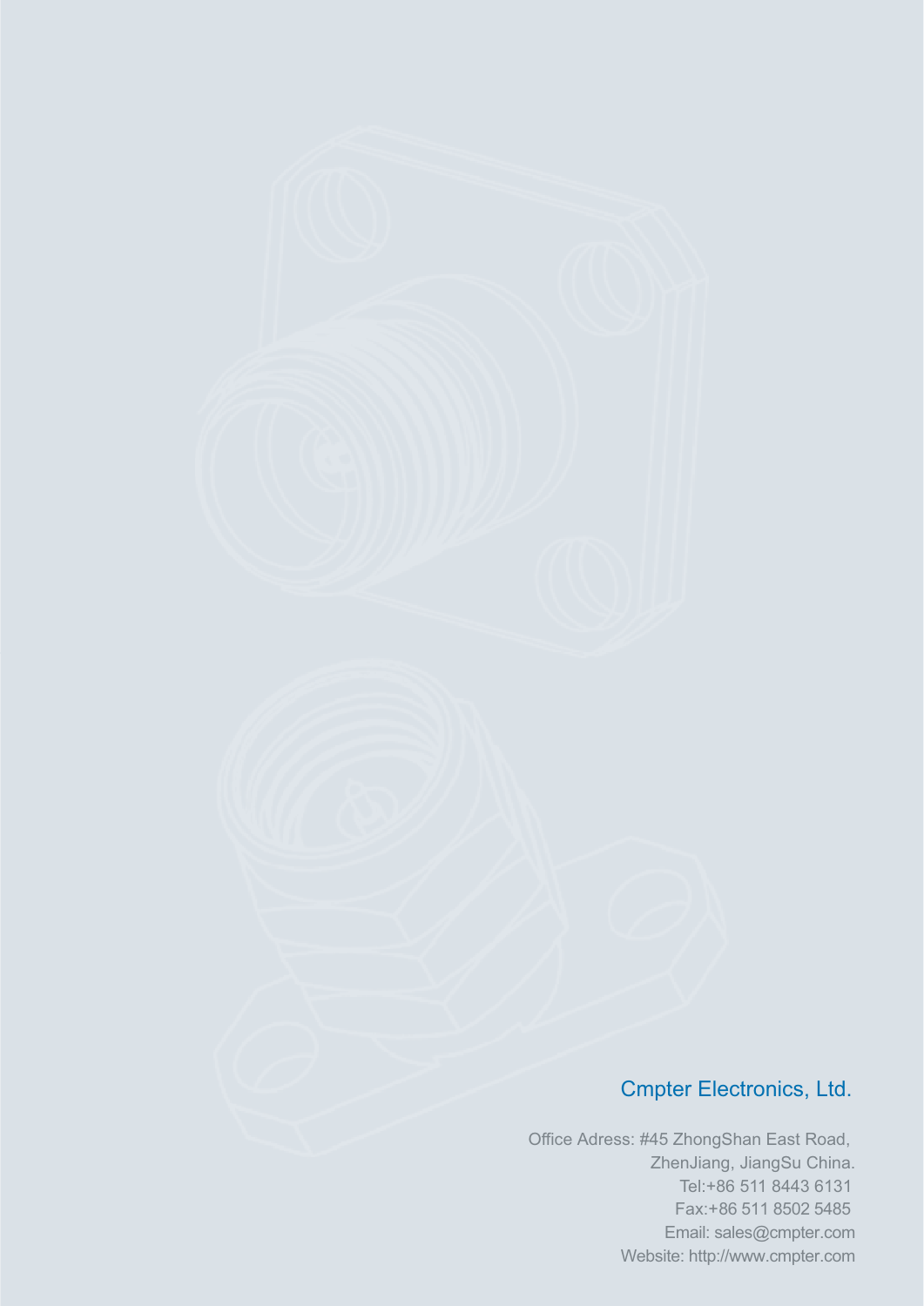## Cmpter Electronics, Ltd.

Office Adress: #45 ZhongShan East Road,
ZhenJiang, JiangSu China.
Tel:+86 511 8443 6131
Fax:+86 511 8502 5485
Email: sales@cmpter.com
Website: http://www.cmpter.com